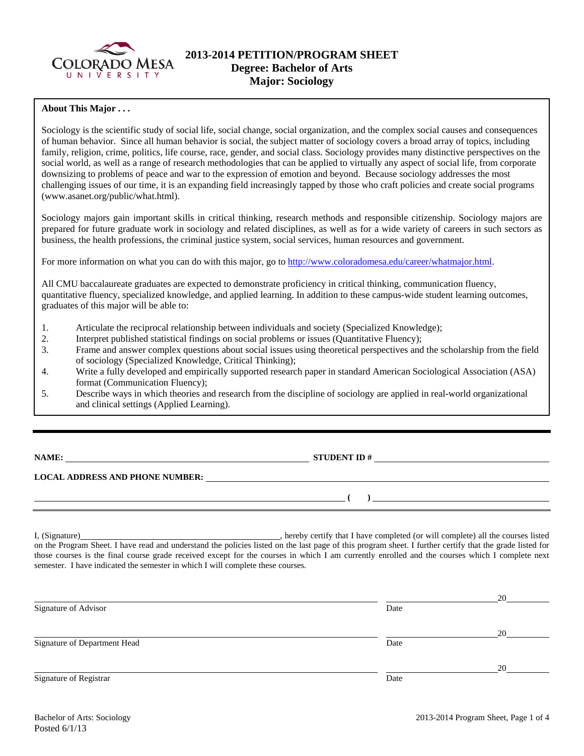# 2013-2014 PETITION/PROGRAM SHEET
## Degree: Bachelor of Arts
## Major: Sociology

**About This Major . . .**

Sociology is the scientific study of social life, social change, social organization, and the complex social causes and consequences of human behavior. Since all human behavior is social, the subject matter of sociology covers a broad array of topics, including family, religion, crime, politics, life course, race, gender, and social class. Sociology provides many distinctive perspectives on the social world, as well as a range of research methodologies that can be applied to virtually any aspect of social life, from corporate downsizing to problems of peace and war to the expression of emotion and beyond. Because sociology addresses the most challenging issues of our time, it is an expanding field increasingly tapped by those who craft policies and create social programs (www.asanet.org/public/what.html).

Sociology majors gain important skills in critical thinking, research methods and responsible citizenship. Sociology majors are prepared for future graduate work in sociology and related disciplines, as well as for a wide variety of careers in such sectors as business, the health professions, the criminal justice system, social services, human resources and government.

For more information on what you can do with this major, go to http://www.coloradomesa.edu/career/whatmajor.html.

All CMU baccalaureate graduates are expected to demonstrate proficiency in critical thinking, communication fluency, quantitative fluency, specialized knowledge, and applied learning. In addition to these campus-wide student learning outcomes, graduates of this major will be able to:

1. Articulate the reciprocal relationship between individuals and society (Specialized Knowledge);
2. Interpret published statistical findings on social problems or issues (Quantitative Fluency);
3. Frame and answer complex questions about social issues using theoretical perspectives and the scholarship from the field of sociology (Specialized Knowledge, Critical Thinking);
4. Write a fully developed and empirically supported research paper in standard American Sociological Association (ASA) format (Communication Fluency);
5. Describe ways in which theories and research from the discipline of sociology are applied in real-world organizational and clinical settings (Applied Learning).

---

**NAME:** ______________________________ **STUDENT ID #** ______________________________

**LOCAL ADDRESS AND PHONE NUMBER:** ______________________________

______________________________ **( )** ______________________________

I, (Signature)______________________________, hereby certify that I have completed (or will complete) all the courses listed on the Program Sheet. I have read and understand the policies listed on the last page of this program sheet. I further certify that the grade listed for those courses is the final course grade received except for the courses in which I am currently enrolled and the courses which I complete next semester. I have indicated the semester in which I will complete these courses.

______________________________ ______________ 20______
Signature of Advisor Date

______________________________ ______________ 20______
Signature of Department Head Date

______________________________ ______________ 20______
Signature of Registrar Date

Bachelor of Arts: Sociology
Posted 6/1/13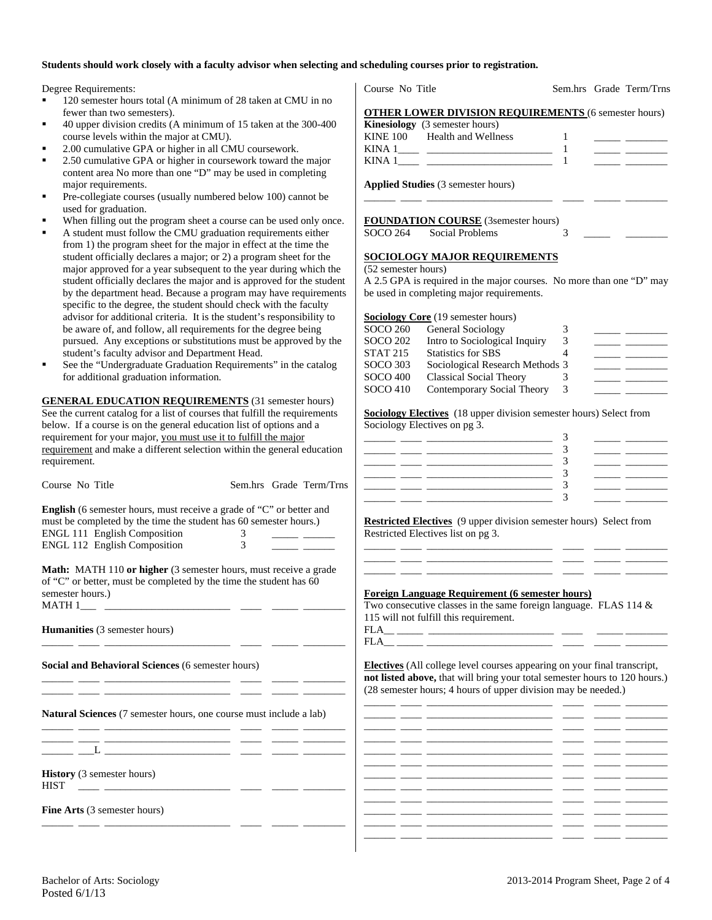**Students should work closely with a faculty advisor when selecting and scheduling courses prior to registration.**

Degree Requirements:

- 120 semester hours total (A minimum of 28 taken at CMU in no fewer than two semesters).
- 40 upper division credits (A minimum of 15 taken at the 300-400 course levels within the major at CMU).
- 2.00 cumulative GPA or higher in all CMU coursework.
- 2.50 cumulative GPA or higher in coursework toward the major content area No more than one "D" may be used in completing major requirements.
- Pre-collegiate courses (usually numbered below 100) cannot be used for graduation.
- When filling out the program sheet a course can be used only once.
- A student must follow the CMU graduation requirements either from 1) the program sheet for the major in effect at the time the student officially declares a major; or 2) a program sheet for the major approved for a year subsequent to the year during which the student officially declares the major and is approved for the student by the department head. Because a program may have requirements specific to the degree, the student should check with the faculty advisor for additional criteria. It is the student's responsibility to be aware of, and follow, all requirements for the degree being pursued. Any exceptions or substitutions must be approved by the student's faculty advisor and Department Head.
- See the "Undergraduate Graduation Requirements" in the catalog for additional graduation information.

**GENERAL EDUCATION REQUIREMENTS** (31 semester hours) See the current catalog for a list of courses that fulfill the requirements below. If a course is on the general education list of options and a requirement for your major, you must use it to fulfill the major requirement and make a different selection within the general education requirement.

| Course No Title | Sem.hrs | Grade | Term/Trns |
|---|---|---|---|
| **English** (6 semester hours, must receive a grade of "C" or better and must be completed by the time the student has 60 semester hours.) | | | |
| ENGL 111 English Composition | 3 | _____ | ______ |
| ENGL 112 English Composition | 3 | _____ | ______ |
| **Math:** MATH 110 **or higher** (3 semester hours, must receive a grade of "C" or better, must be completed by the time the student has 60 semester hours.) | | | |
| MATH 1___ ________________________ | ____ | _____ | ________ |
| **Humanities** (3 semester hours) | | | |
| ______ ____ ________________________ | ____ | _____ | ________ |
| **Social and Behavioral Sciences** (6 semester hours) | | | |
| ______ ____ ________________________ | ____ | _____ | ________ |
| ______ ____ ________________________ | ____ | _____ | ________ |
| **Natural Sciences** (7 semester hours, one course must include a lab) | | | |
| ______ ____ ________________________ | ____ | _____ | ________ |
| ______ ____ ________________________ | ____ | _____ | ________ |
| ______ ___L ________________________ | ____ | _____ | ________ |
| **History** (3 semester hours) | | | |
| HIST ____ ________________________ | ____ | _____ | ________ |
| **Fine Arts** (3 semester hours) | | | |
| ______ ____ ________________________ | ____ | _____ | ________ |

| Course No Title | Sem.hrs | Grade | Term/Trns |
|---|---|---|---|
| **OTHER LOWER DIVISION REQUIREMENTS** (6 semester hours) | | | |
| **Kinesiology** (3 semester hours) | | | |
| KINE 100 Health and Wellness | 1 | _____ | ________ |
| KINA 1____ ________________________ | 1 | _____ | ________ |
| KINA 1____ ________________________ | 1 | _____ | ________ |
| **Applied Studies** (3 semester hours) | | | |
| ______ ____ ________________________ | ____ | _____ | ________ |
| **FOUNDATION COURSE** (3semester hours) | | | |
| SOCO 264 Social Problems | 3 | _____ | ________ |

**SOCIOLOGY MAJOR REQUIREMENTS**
(52 semester hours)
A 2.5 GPA is required in the major courses. No more than one "D" may be used in completing major requirements.

| Course No Title | Sem.hrs | Grade | Term/Trns |
|---|---|---|---|
| **Sociology Core** (19 semester hours) | | | |
| SOCO 260 General Sociology | 3 | _____ | ________ |
| SOCO 202 Intro to Sociological Inquiry | 3 | _____ | ________ |
| STAT 215 Statistics for SBS | 4 | _____ | ________ |
| SOCO 303 Sociological Research Methods | 3 | _____ | ________ |
| SOCO 400 Classical Social Theory | 3 | _____ | ________ |
| SOCO 410 Contemporary Social Theory | 3 | _____ | ________ |
| **Sociology Electives** (18 upper division semester hours) Select from Sociology Electives on pg 3. | | | |
| ______ ____ ________________________ | 3 | _____ | ________ |
| ______ ____ ________________________ | 3 | _____ | ________ |
| ______ ____ ________________________ | 3 | _____ | ________ |
| ______ ____ ________________________ | 3 | _____ | ________ |
| ______ ____ ________________________ | 3 | _____ | ________ |
| ______ ____ ________________________ | 3 | _____ | ________ |
| **Restricted Electives** (9 upper division semester hours) Select from Restricted Electives list on pg 3. | | | |
| ______ ____ ________________________ | ____ | _____ | ________ |
| ______ ____ ________________________ | ____ | _____ | ________ |
| ______ ____ ________________________ | ____ | _____ | ________ |
| **Foreign Language Requirement (6 semester hours)** Two consecutive classes in the same foreign language. FLAS 114 & 115 will not fulfill this requirement. | | | |
| FLA__ _____ ________________________ | ____ | _____ | ________ |
| FLA__ _____ ________________________ | ____ | _____ | ________ |
| **Electives** (All college level courses appearing on your final transcript, **not listed above,** that will bring your total semester hours to 120 hours.) (28 semester hours; 4 hours of upper division may be needed.) | | | |
| ______ ____ ________________________ | ____ | _____ | ________ |
| ______ ____ ________________________ | ____ | _____ | ________ |
| ______ ____ ________________________ | ____ | _____ | ________ |
| ______ ____ ________________________ | ____ | _____ | ________ |
| ______ ____ ________________________ | ____ | _____ | ________ |
| ______ ____ ________________________ | ____ | _____ | ________ |
| ______ ____ ________________________ | ____ | _____ | ________ |
| ______ ____ ________________________ | ____ | _____ | ________ |
| ______ ____ ________________________ | ____ | _____ | ________ |
| ______ ____ ________________________ | ____ | _____ | ________ |
| ______ ____ ________________________ | ____ | _____ | ________ |
| ______ ____ ________________________ | ____ | _____ | ________ |

Bachelor of Arts: Sociology
Posted 6/1/13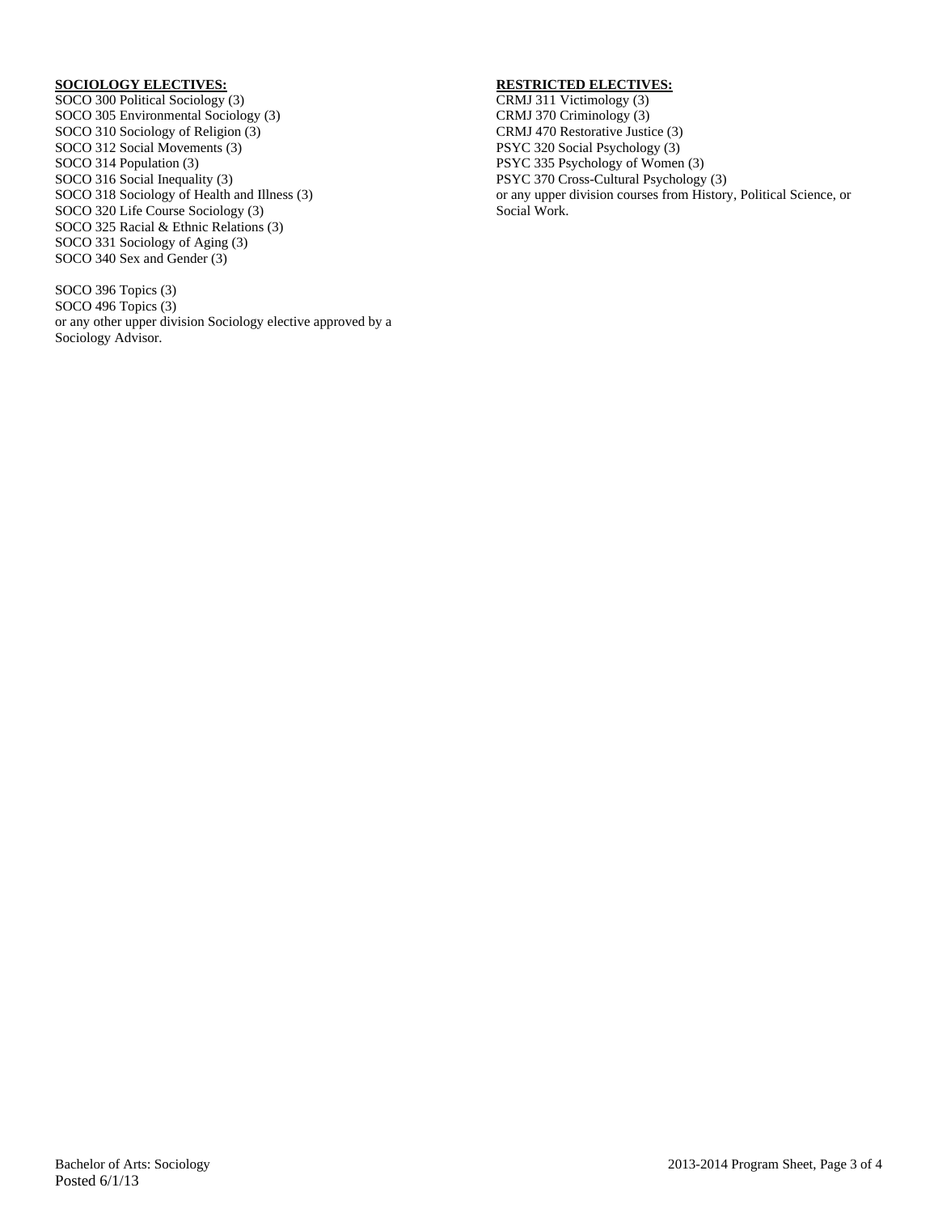**SOCIOLOGY ELECTIVES:**

SOCO 300 Political Sociology (3)
SOCO 305 Environmental Sociology (3)
SOCO 310 Sociology of Religion (3)
SOCO 312 Social Movements (3)
SOCO 314 Population (3)
SOCO 316 Social Inequality (3)
SOCO 318 Sociology of Health and Illness (3)
SOCO 320 Life Course Sociology (3)
SOCO 325 Racial & Ethnic Relations (3)
SOCO 331 Sociology of Aging (3)
SOCO 340 Sex and Gender (3)

SOCO 396 Topics (3)
SOCO 496 Topics (3)
or any other upper division Sociology elective approved by a Sociology Advisor.

**RESTRICTED ELECTIVES:**

CRMJ 311 Victimology (3)
CRMJ 370 Criminology (3)
CRMJ 470 Restorative Justice (3)
PSYC 320 Social Psychology (3)
PSYC 335 Psychology of Women (3)
PSYC 370 Cross-Cultural Psychology (3)
or any upper division courses from History, Political Science, or Social Work.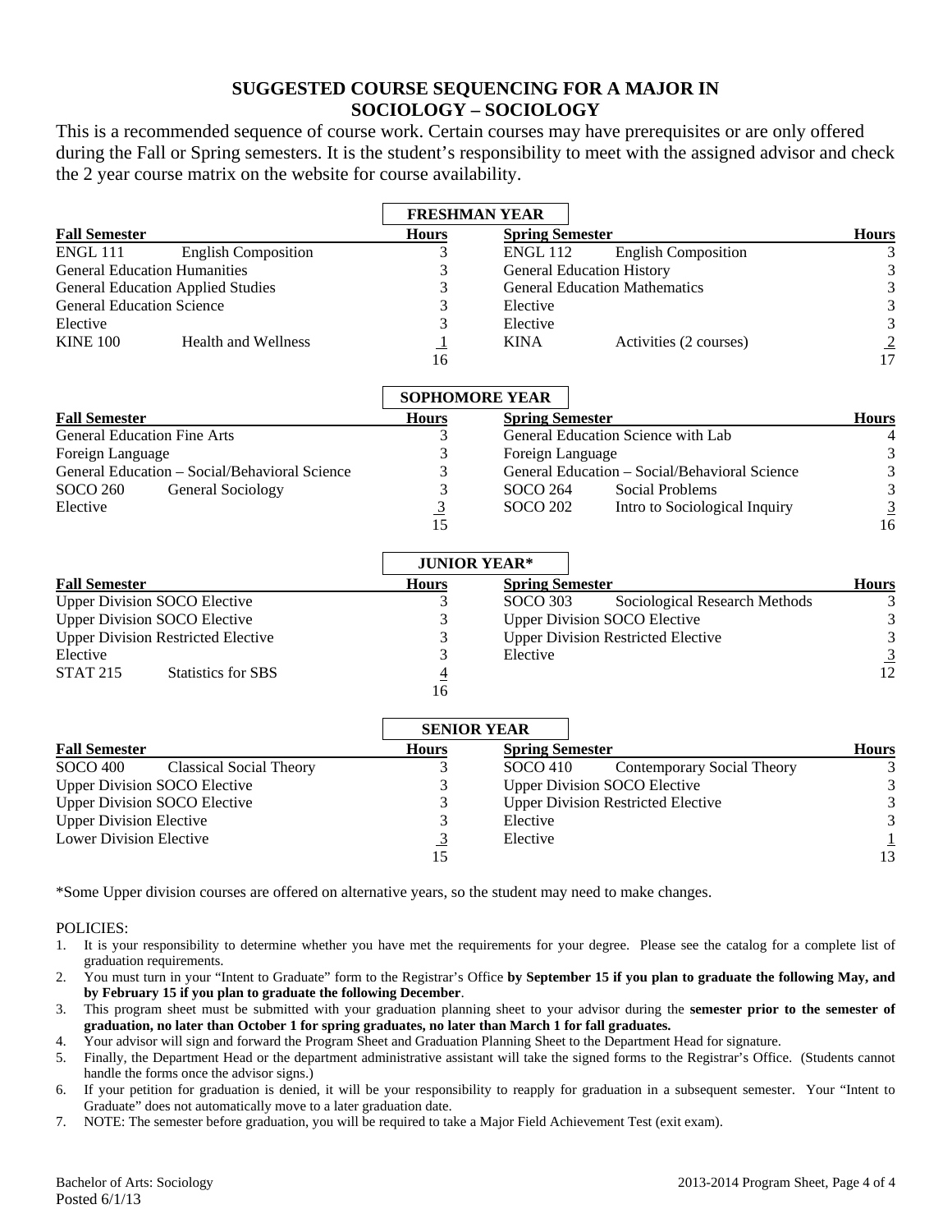## SUGGESTED COURSE SEQUENCING FOR A MAJOR IN SOCIOLOGY – SOCIOLOGY

This is a recommended sequence of course work. Certain courses may have prerequisites or are only offered during the Fall or Spring semesters. It is the student's responsibility to meet with the assigned advisor and check the 2 year course matrix on the website for course availability.

### FRESHMAN YEAR

| Fall Semester | | Hours | Spring Semester | | Hours |
|---|---|---|---|---|---|
| ENGL 111 | English Composition | 3 | ENGL 112 | English Composition | 3 |
| General Education Humanities | | 3 | General Education History | | 3 |
| General Education Applied Studies | | 3 | General Education Mathematics | | 3 |
| General Education Science | | 3 | Elective | | 3 |
| Elective | | 3 | Elective | | 3 |
| KINE 100 | Health and Wellness | 1 | KINA | Activities (2 courses) | 2 |
| | | 16 | | | 17 |

### SOPHOMORE YEAR

| Fall Semester | | Hours | Spring Semester | | Hours |
|---|---|---|---|---|---|
| General Education Fine Arts | | 3 | General Education Science with Lab | | 4 |
| Foreign Language | | 3 | Foreign Language | | 3 |
| General Education – Social/Behavioral Science | | 3 | General Education – Social/Behavioral Science | | 3 |
| SOCO 260 | General Sociology | 3 | SOCO 264 | Social Problems | 3 |
| Elective | | 3 | SOCO 202 | Intro to Sociological Inquiry | 3 |
| | | 15 | | | 16 |

### JUNIOR YEAR*

| Fall Semester | | Hours | Spring Semester | | Hours |
|---|---|---|---|---|---|
| Upper Division SOCO Elective | | 3 | SOCO 303 | Sociological Research Methods | 3 |
| Upper Division SOCO Elective | | 3 | Upper Division SOCO Elective | | 3 |
| Upper Division Restricted Elective | | 3 | Upper Division Restricted Elective | | 3 |
| Elective | | 3 | Elective | | 3 |
| STAT 215 | Statistics for SBS | 4 | | | 12 |
| | | 16 | | | |

### SENIOR YEAR

| Fall Semester | | Hours | Spring Semester | | Hours |
|---|---|---|---|---|---|
| SOCO 400 | Classical Social Theory | 3 | SOCO 410 | Contemporary Social Theory | 3 |
| Upper Division SOCO Elective | | 3 | Upper Division SOCO Elective | | 3 |
| Upper Division SOCO Elective | | 3 | Upper Division Restricted Elective | | 3 |
| Upper Division Elective | | 3 | Elective | | 3 |
| Lower Division Elective | | 3 | Elective | | 1 |
| | | 15 | | | 13 |

*Some Upper division courses are offered on alternative years, so the student may need to make changes.

POLICIES:

1. It is your responsibility to determine whether you have met the requirements for your degree. Please see the catalog for a complete list of graduation requirements.
2. You must turn in your "Intent to Graduate" form to the Registrar's Office **by September 15 if you plan to graduate the following May, and by February 15 if you plan to graduate the following December**.
3. This program sheet must be submitted with your graduation planning sheet to your advisor during the **semester prior to the semester of graduation, no later than October 1 for spring graduates, no later than March 1 for fall graduates.**
4. Your advisor will sign and forward the Program Sheet and Graduation Planning Sheet to the Department Head for signature.
5. Finally, the Department Head or the department administrative assistant will take the signed forms to the Registrar's Office. (Students cannot handle the forms once the advisor signs.)
6. If your petition for graduation is denied, it will be your responsibility to reapply for graduation in a subsequent semester. Your "Intent to Graduate" does not automatically move to a later graduation date.
7. NOTE: The semester before graduation, you will be required to take a Major Field Achievement Test (exit exam).

Bachelor of Arts: Sociology
Posted 6/1/13

2013-2014 Program Sheet